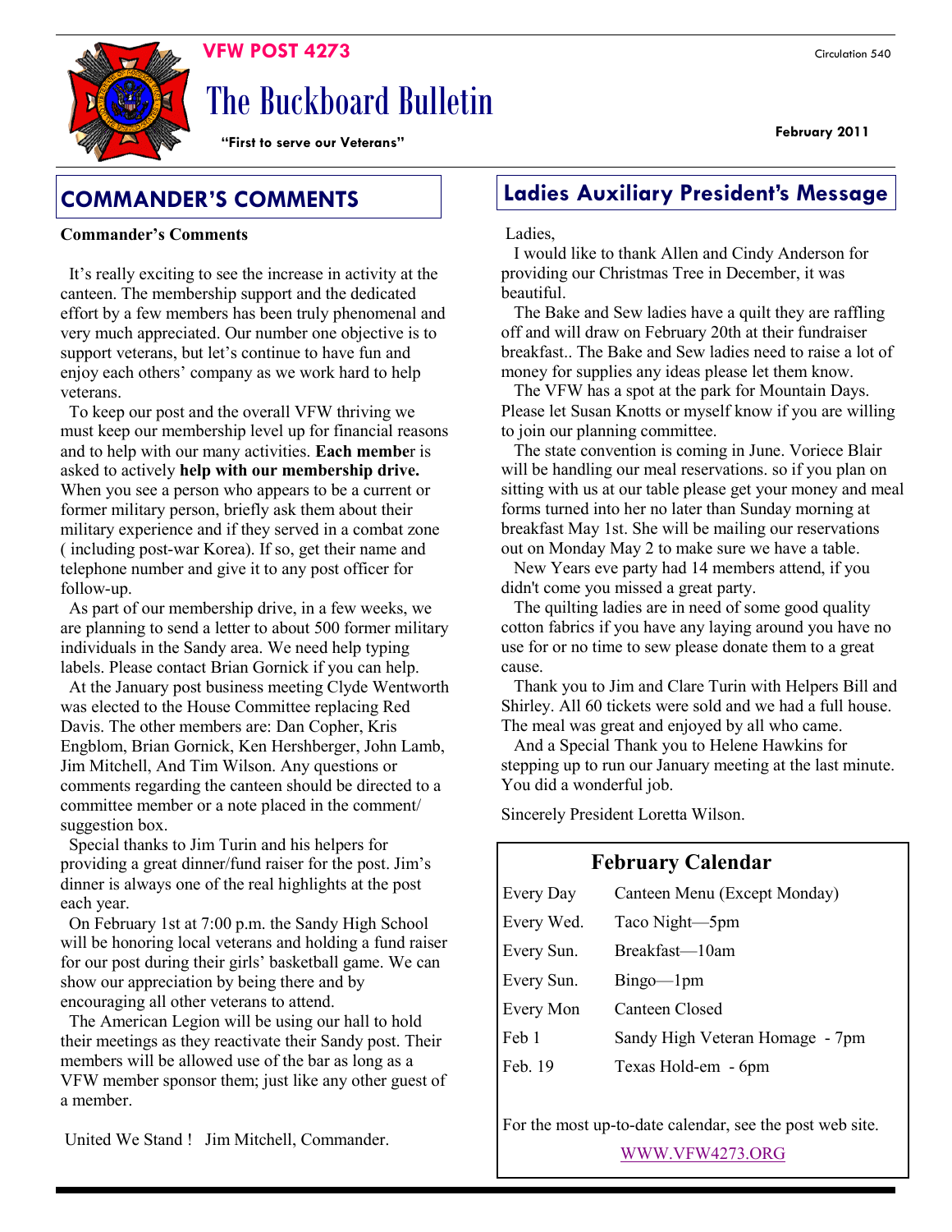VFW POST 4273

# The Buckboard Bulletin

"First to serve our Veterans"

Circulation 540

February 2011

## COMMANDER'S COMMENTS

**Commander's Comments**

It's really exciting to see the increase in activity at the canteen. The membership support and the dedicated effort by a few members has been truly phenomenal and very much appreciated. Our number one objective is to support veterans, but let's continue to have fun and enjoy each others' company as we work hard to help veterans.

To keep our post and the overall VFW thriving we must keep our membership level up for financial reasons and to help with our many activities. **Each membe**r is asked to actively **help with our membership drive.** When you see a person who appears to be a current or former military person, briefly ask them about their military experience and if they served in a combat zone ( including post-war Korea). If so, get their name and telephone number and give it to any post officer for follow-up.

As part of our membership drive, in a few weeks, we are planning to send a letter to about 500 former military individuals in the Sandy area. We need help typing labels. Please contact Brian Gornick if you can help.

At the January post business meeting Clyde Wentworth was elected to the House Committee replacing Red Davis. The other members are: Dan Copher, Kris Engblom, Brian Gornick, Ken Hershberger, John Lamb, Jim Mitchell, And Tim Wilson. Any questions or comments regarding the canteen should be directed to a committee member or a note placed in the comment/ suggestion box.

Special thanks to Jim Turin and his helpers for providing a great dinner/fund raiser for the post. Jim's dinner is always one of the real highlights at the post each year.

On February 1st at 7:00 p.m. the Sandy High School will be honoring local veterans and holding a fund raiser for our post during their girls' basketball game. We can show our appreciation by being there and by encouraging all other veterans to attend.

The American Legion will be using our hall to hold their meetings as they reactivate their Sandy post. Their members will be allowed use of the bar as long as a VFW member sponsor them; just like any other guest of a member.

United We Stand ! Jim Mitchell, Commander.

## Ladies Auxiliary President's Message

Ladies,

I would like to thank Allen and Cindy Anderson for providing our Christmas Tree in December, it was beautiful.

The Bake and Sew ladies have a quilt they are raffling off and will draw on February 20th at their fundraiser breakfast.. The Bake and Sew ladies need to raise a lot of money for supplies any ideas please let them know.

The VFW has a spot at the park for Mountain Days. Please let Susan Knotts or myself know if you are willing to join our planning committee.

The state convention is coming in June. Voriece Blair will be handling our meal reservations. so if you plan on sitting with us at our table please get your money and meal forms turned into her no later than Sunday morning at breakfast May 1st. She will be mailing our reservations out on Monday May 2 to make sure we have a table.

New Years eve party had 14 members attend, if you didn't come you missed a great party.

The quilting ladies are in need of some good quality cotton fabrics if you have any laying around you have no use for or no time to sew please donate them to a great cause.

Thank you to Jim and Clare Turin with Helpers Bill and Shirley. All 60 tickets were sold and we had a full house. The meal was great and enjoyed by all who came.

And a Special Thank you to Helene Hawkins for stepping up to run our January meeting at the last minute. You did a wonderful job.

Sincerely President Loretta Wilson.

### February Calendar

| | |
|---|---|
| Every Day | Canteen Menu (Except Monday) |
| Every Wed. | Taco Night—5pm |
| Every Sun. | Breakfast—10am |
| Every Sun. | Bingo—1pm |
| Every Mon | Canteen Closed |
| Feb 1 | Sandy High Veteran Homage - 7pm |
| Feb. 19 | Texas Hold-em - 6pm |

For the most up-to-date calendar, see the post web site.

WWW.VFW4273.ORG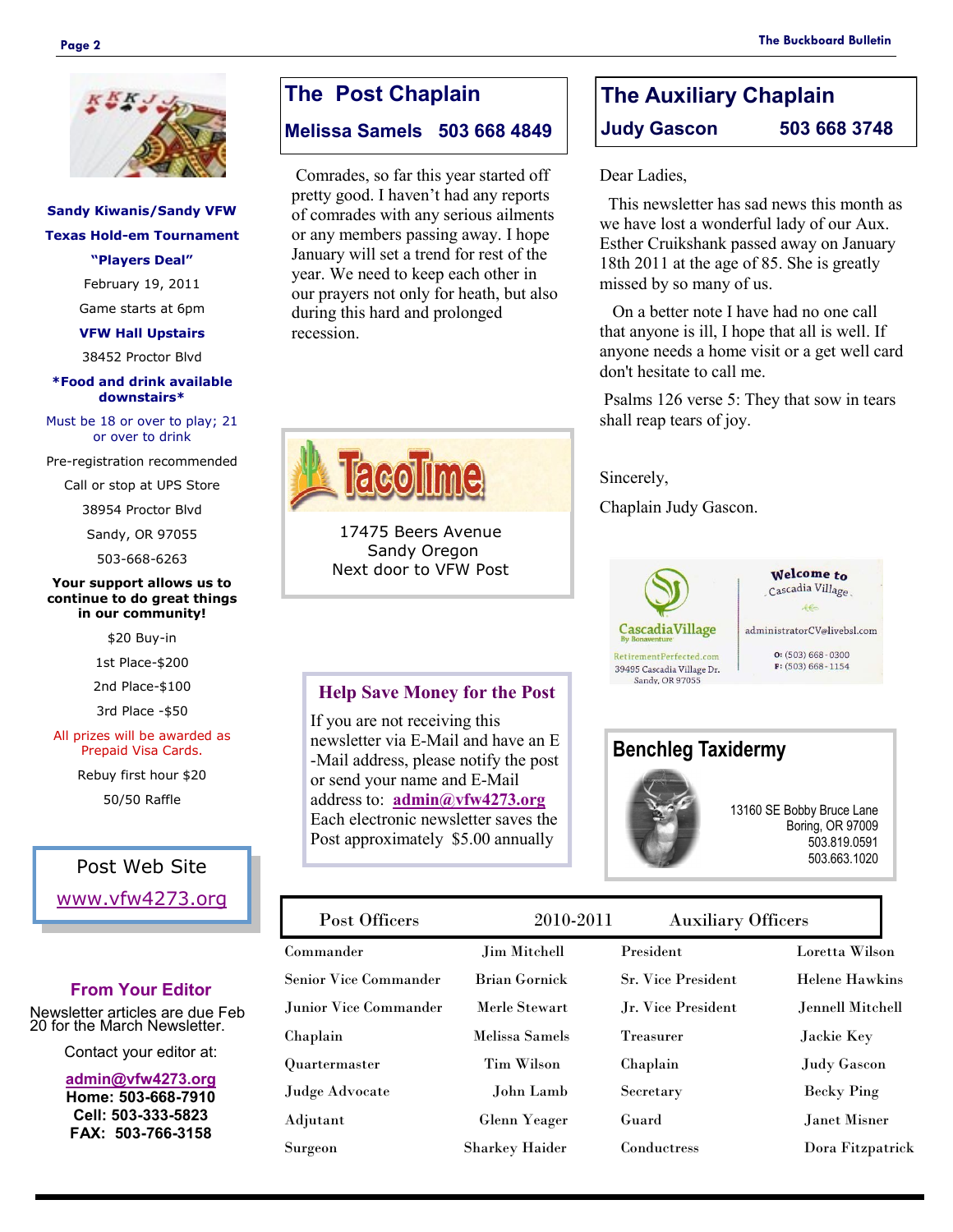**Sandy Kiwanis/Sandy VFW**

**Texas Hold-em Tournament**

**"Players Deal"**

February 19, 2011

Game starts at 6pm

**VFW Hall Upstairs**

38452 Proctor Blvd

***Food and drink available downstairs***

Must be 18 or over to play; 21 or over to drink

Pre-registration recommended

Call or stop at UPS Store

38954 Proctor Blvd

Sandy, OR 97055

503-668-6263

**Your support allows us to continue to do great things in our community!**

$20 Buy-in

1st Place-$200

2nd Place-$100

3rd Place -$50

All prizes will be awarded as Prepaid Visa Cards.

Rebuy first hour $20

50/50 Raffle

Post Web Site

www.vfw4273.org

## From Your Editor

Newsletter articles are due Feb 20 for the March Newsletter.

Contact your editor at:

**admin@vfw4273.org**
**Home: 503-668-7910**
**Cell: 503-333-5823**
**FAX: 503-766-3158**

## The Post Chaplain

**Melissa Samels 503 668 4849**

Comrades, so far this year started off pretty good. I haven't had any reports of comrades with any serious ailments or any members passing away. I hope January will set a trend for rest of the year. We need to keep each other in our prayers not only for heath, but also during this hard and prolonged recession.

TacoTime

17475 Beers Avenue
Sandy Oregon
Next door to VFW Post

## Help Save Money for the Post

If you are not receiving this newsletter via E-Mail and have an E-Mail address, please notify the post or send your name and E-Mail address to: **admin@vfw4273.org**
Each electronic newsletter saves the Post approximately $5.00 annually

## The Auxiliary Chaplain

**Judy Gascon 503 668 3748**

Dear Ladies,

This newsletter has sad news this month as we have lost a wonderful lady of our Aux. Esther Cruikshank passed away on January 18th 2011 at the age of 85. She is greatly missed by so many of us.

On a better note I have had no one call that anyone is ill, I hope that all is well. If anyone needs a home visit or a get well card don't hesitate to call me.

Psalms 126 verse 5: They that sow in tears shall reap tears of joy.

Sincerely,

Chaplain Judy Gascon.

Cascadia Village By Bonaventure
RetirementPerfected.com
39495 Cascadia Village Dr.
Sandy, OR 97055

Welcome to Cascadia Village
administratorCV@livebsl.com
O: (503) 668-0300
F: (503) 668-1154

## Benchleg Taxidermy

13160 SE Bobby Bruce Lane
Boring, OR 97009
503.819.0591
503.663.1020

| Post Officers | 2010-2011 | Auxiliary Officers | |
|---|---|---|---|
| Commander | Jim Mitchell | President | Loretta Wilson |
| Senior Vice Commander | Brian Gornick | Sr. Vice President | Helene Hawkins |
| Junior Vice Commander | Merle Stewart | Jr. Vice President | Jennell Mitchell |
| Chaplain | Melissa Samels | Treasurer | Jackie Key |
| Quartermaster | Tim Wilson | Chaplain | Judy Gascon |
| Judge Advocate | John Lamb | Secretary | Becky Ping |
| Adjutant | Glenn Yeager | Guard | Janet Misner |
| Surgeon | Sharkey Haider | Conductress | Dora Fitzpatrick |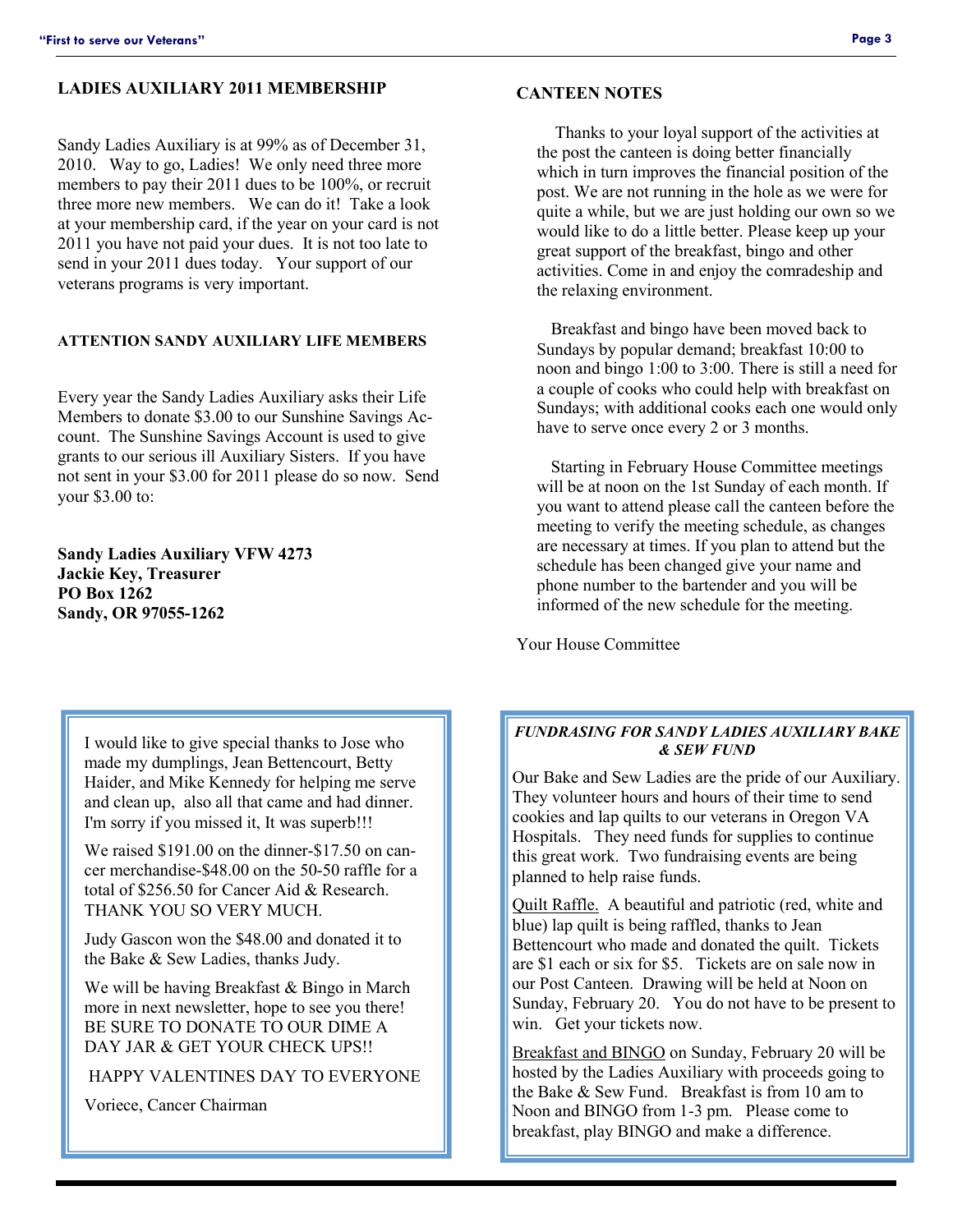## LADIES AUXILIARY 2011 MEMBERSHIP

Sandy Ladies Auxiliary is at 99% as of December 31, 2010. Way to go, Ladies! We only need three more members to pay their 2011 dues to be 100%, or recruit three more new members. We can do it! Take a look at your membership card, if the year on your card is not 2011 you have not paid your dues. It is not too late to send in your 2011 dues today. Your support of our veterans programs is very important.

### ATTENTION SANDY AUXILIARY LIFE MEMBERS

Every year the Sandy Ladies Auxiliary asks their Life Members to donate $3.00 to our Sunshine Savings Account. The Sunshine Savings Account is used to give grants to our serious ill Auxiliary Sisters. If you have not sent in your $3.00 for 2011 please do so now. Send your $3.00 to:

**Sandy Ladies Auxiliary VFW 4273**
**Jackie Key, Treasurer**
**PO Box 1262**
**Sandy, OR 97055-1262**

## CANTEEN NOTES

Thanks to your loyal support of the activities at the post the canteen is doing better financially which in turn improves the financial position of the post. We are not running in the hole as we were for quite a while, but we are just holding our own so we would like to do a little better. Please keep up your great support of the breakfast, bingo and other activities. Come in and enjoy the comradeship and the relaxing environment.

Breakfast and bingo have been moved back to Sundays by popular demand; breakfast 10:00 to noon and bingo 1:00 to 3:00. There is still a need for a couple of cooks who could help with breakfast on Sundays; with additional cooks each one would only have to serve once every 2 or 3 months.

Starting in February House Committee meetings will be at noon on the 1st Sunday of each month. If you want to attend please call the canteen before the meeting to verify the meeting schedule, as changes are necessary at times. If you plan to attend but the schedule has been changed give your name and phone number to the bartender and you will be informed of the new schedule for the meeting.

Your House Committee

---

I would like to give special thanks to Jose who made my dumplings, Jean Bettencourt, Betty Haider, and Mike Kennedy for helping me serve and clean up, also all that came and had dinner. I'm sorry if you missed it, It was superb!!!

We raised $191.00 on the dinner-$17.50 on cancer merchandise-$48.00 on the 50-50 raffle for a total of $256.50 for Cancer Aid & Research. THANK YOU SO VERY MUCH.

Judy Gascon won the $48.00 and donated it to the Bake & Sew Ladies, thanks Judy.

We will be having Breakfast & Bingo in March more in next newsletter, hope to see you there! BE SURE TO DONATE TO OUR DIME A DAY JAR & GET YOUR CHECK UPS!!

HAPPY VALENTINES DAY TO EVERYONE

Voriece, Cancer Chairman

---

***FUNDRASING FOR SANDY LADIES AUXILIARY BAKE & SEW FUND***

Our Bake and Sew Ladies are the pride of our Auxiliary. They volunteer hours and hours of their time to send cookies and lap quilts to our veterans in Oregon VA Hospitals. They need funds for supplies to continue this great work. Two fundraising events are being planned to help raise funds.

Quilt Raffle. A beautiful and patriotic (red, white and blue) lap quilt is being raffled, thanks to Jean Bettencourt who made and donated the quilt. Tickets are $1 each or six for $5. Tickets are on sale now in our Post Canteen. Drawing will be held at Noon on Sunday, February 20. You do not have to be present to win. Get your tickets now.

Breakfast and BINGO on Sunday, February 20 will be hosted by the Ladies Auxiliary with proceeds going to the Bake & Sew Fund. Breakfast is from 10 am to Noon and BINGO from 1-3 pm. Please come to breakfast, play BINGO and make a difference.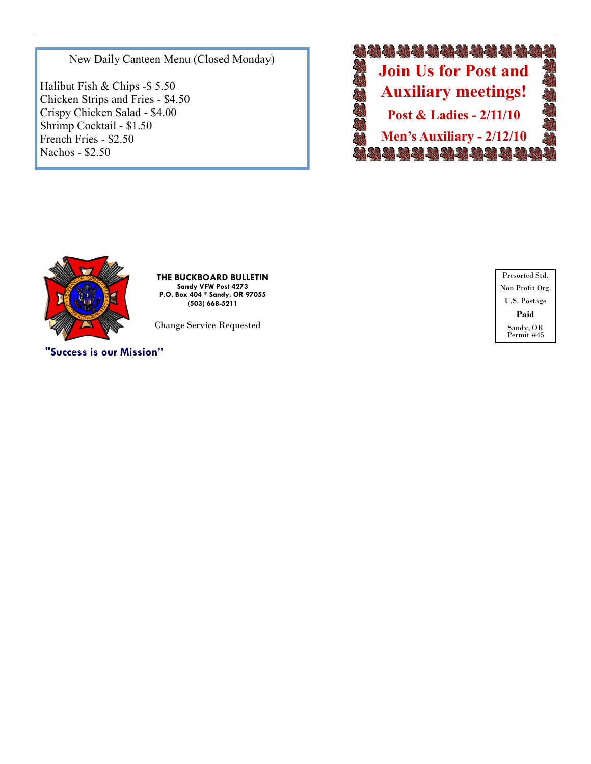New Daily Canteen Menu (Closed Monday)

Halibut Fish & Chips -$ 5.50
Chicken Strips and Fries - $4.50
Crispy Chicken Salad - $4.00
Shrimp Cocktail - $1.50
French Fries - $2.50
Nachos - $2.50

## Join Us for Post and Auxiliary meetings!

**Post & Ladies - 2/11/10**

**Men's Auxiliary - 2/12/10**

**THE BUCKBOARD BULLETIN**
**Sandy VFW Post 4273**
**P.O. Box 404 * Sandy, OR 97055**
**(503) 668-5211**

Change Service Requested

**"Success is our Mission"**

Presorted Std.
Non Profit Org.
U.S. Postage
**Paid**
Sandy, OR
Permit #45